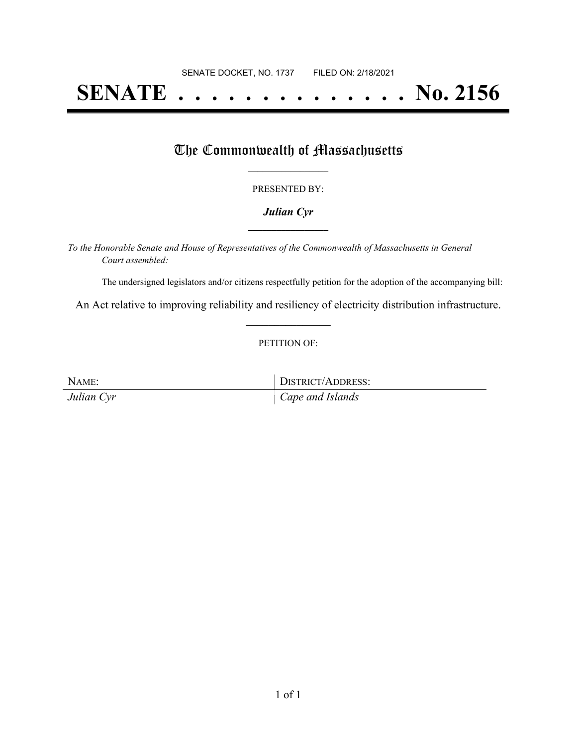SENATE DOCKET, NO. 1737        FILED ON: 2/18/2021

# SENATE . . . . . . . . . . . . . . No. 2156

## The Commonwealth of Massachusetts

PRESENTED BY:

***Julian Cyr***

*To the Honorable Senate and House of Representatives of the Commonwealth of Massachusetts in General Court assembled:*

The undersigned legislators and/or citizens respectfully petition for the adoption of the accompanying bill:

An Act relative to improving reliability and resiliency of electricity distribution infrastructure.

PETITION OF:

| NAME: | DISTRICT/ADDRESS: |
| --- | --- |
| *Julian Cyr* | *Cape and Islands* |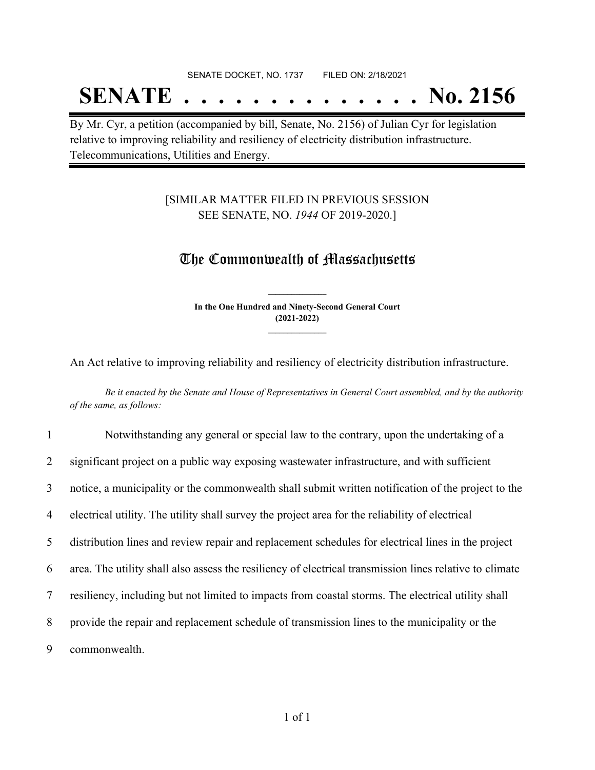SENATE DOCKET, NO. 1737        FILED ON: 2/18/2021

# SENATE . . . . . . . . . . . . . . No. 2156

By Mr. Cyr, a petition (accompanied by bill, Senate, No. 2156) of Julian Cyr for legislation relative to improving reliability and resiliency of electricity distribution infrastructure. Telecommunications, Utilities and Energy.

[SIMILAR MATTER FILED IN PREVIOUS SESSION
SEE SENATE, NO. *1944* OF 2019-2020.]

## The Commonwealth of Massachusetts

**In the One Hundred and Ninety-Second General Court**
**(2021-2022)**

An Act relative to improving reliability and resiliency of electricity distribution infrastructure.

*Be it enacted by the Senate and House of Representatives in General Court assembled, and by the authority of the same, as follows:*

1 Notwithstanding any general or special law to the contrary, upon the undertaking of a
2 significant project on a public way exposing wastewater infrastructure, and with sufficient
3 notice, a municipality or the commonwealth shall submit written notification of the project to the
4 electrical utility. The utility shall survey the project area for the reliability of electrical
5 distribution lines and review repair and replacement schedules for electrical lines in the project
6 area. The utility shall also assess the resiliency of electrical transmission lines relative to climate
7 resiliency, including but not limited to impacts from coastal storms. The electrical utility shall
8 provide the repair and replacement schedule of transmission lines to the municipality or the
9 commonwealth.